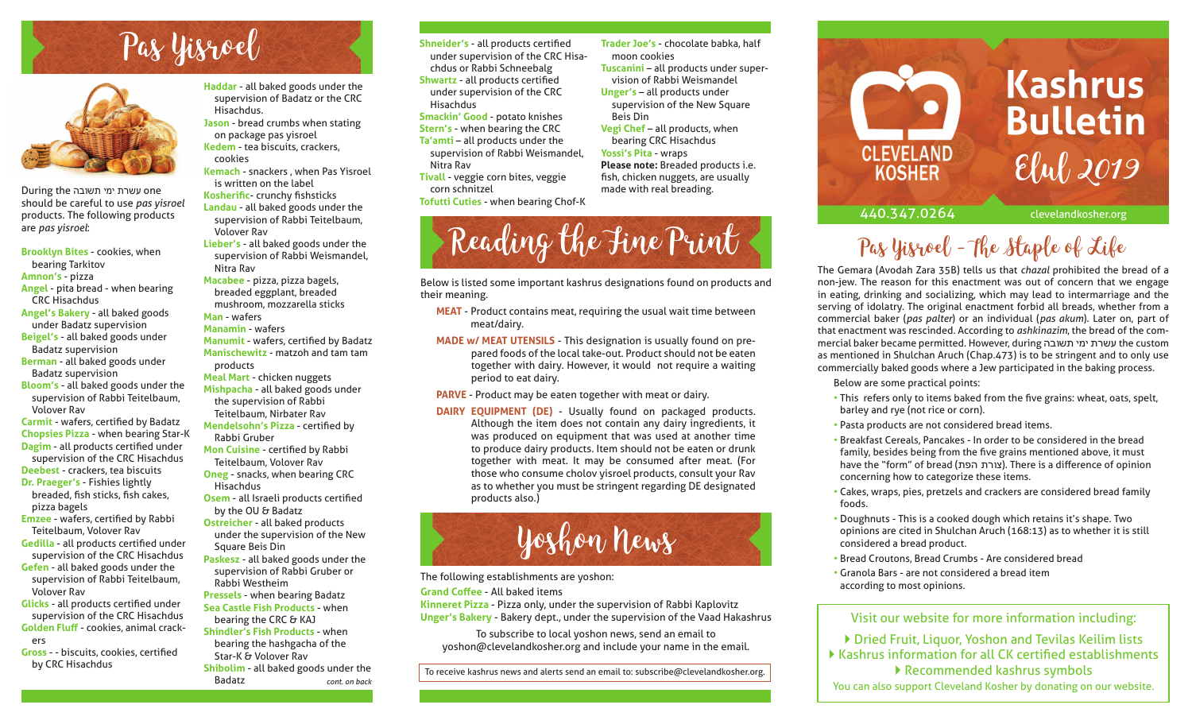# Pas Yisroel

During the עשרת ימי תשובה one should be careful to use *pas yisroel* products. The following products are *pas yisroel*:

**Brooklyn Bites** - cookies, when bearing Tarkitov
**Amnon's** - pizza
**Angel** - pita bread - when bearing CRC Hisachdus
**Angel's Bakery** - all baked goods under Badatz supervision
**Beigel's** - all baked goods under Badatz supervision
**Berman** - all baked goods under Badatz supervision
**Bloom's** - all baked goods under the supervision of Rabbi Teitelbaum, Volover Rav
**Carmit** - wafers, certified by Badatz
**Chopsies Pizza** - when bearing Star-K
**Dagim** - all products certified under supervision of the CRC Hisachdus
**Deebest** - crackers, tea biscuits
**Dr. Praeger's** - Fishies lightly breaded, fish sticks, fish cakes, pizza bagels
**Emzee** - wafers, certified by Rabbi Teitelbaum, Volover Rav
**Gedilla** - all products certified under supervision of the CRC Hisachdus
**Gefen** - all baked goods under the supervision of Rabbi Teitelbaum, Volover Rav
**Glicks** - all products certified under supervision of the CRC Hisachdus
**Golden Fluff** - cookies, animal crackers
**Gross** - - biscuits, cookies, certified by CRC Hisachdus
**Haddar** - all baked goods under the supervision of Badatz or the CRC Hisachdus.
**Jason** - bread crumbs when stating on package pas yisroel
**Kedem** - tea biscuits, crackers, cookies
**Kemach** - snackers , when Pas Yisroel is written on the label
**Kosherific**- crunchy fishsticks
**Landau** - all baked goods under the supervision of Rabbi Teitelbaum, Volover Rav
**Lieber's** - all baked goods under the supervision of Rabbi Weismandel, Nitra Rav
**Macabee** - pizza, pizza bagels, breaded eggplant, breaded mushroom, mozzarella sticks
**Man** - wafers
**Manamin** - wafers
**Manumit** - wafers, certified by Badatz
**Manischewitz** - matzoh and tam tam products
**Meal Mart** - chicken nuggets
**Mishpacha** - all baked goods under the supervision of Rabbi Teitelbaum, Nirbater Rav
**Mendelsohn's Pizza** - certified by Rabbi Gruber
**Mon Cuisine** - certified by Rabbi Teitelbaum, Volover Rav
**Oneg** - snacks, when bearing CRC Hisachdus
**Osem** - all Israeli products certified by the OU & Badatz
**Ostreicher** - all baked products under the supervision of the New Square Beis Din
**Paskesz** - all baked goods under the supervision of Rabbi Gruber or Rabbi Westheim
**Pressels** - when bearing Badatz
**Sea Castle Fish Products** - when bearing the CRC & KAJ
**Shindler's Fish Products** - when bearing the hashgacha of the Star-K & Volover Rav
**Shibolim** - all baked goods under the Badatz *cont. on back*
**Shneider's** - all products certified under supervision of the CRC Hisachdus or Rabbi Schneebalg
**Shwartz** - all products certified under supervision of the CRC Hisachdus
**Smackin' Good** - potato knishes
**Stern's** - when bearing the CRC
**Ta'amti** – all products under the supervision of Rabbi Weismandel, Nitra Rav
**Tivall** - veggie corn bites, veggie corn schnitzel
**Tofutti Cuties** - when bearing Chof-K
**Trader Joe's** - chocolate babka, half moon cookies
**Tuscanini** – all products under supervision of Rabbi Weismandel
**Unger's** – all products under supervision of the New Square Beis Din
**Vegi Chef** – all products, when bearing CRC Hisachdus
**Yossi's Pita** - wraps

**Please note:** Breaded products i.e. fish, chicken nuggets, are usually made with real breading.

# Reading the Fine Print

Below is listed some important kashrus designations found on products and their meaning.

**MEAT** - Product contains meat, requiring the usual wait time between meat/dairy.

**MADE w/ MEAT UTENSILS** - This designation is usually found on prepared foods of the local take-out. Product should not be eaten together with dairy. However, it would not require a waiting period to eat dairy.

**PARVE** - Product may be eaten together with meat or dairy.

**DAIRY EQUIPMENT (DE)** - Usually found on packaged products. Although the item does not contain any dairy ingredients, it was produced on equipment that was used at another time to produce dairy products. Item should not be eaten or drunk together with meat. It may be consumed after meat. (For those who consume cholov yisroel products, consult your Rav as to whether you must be stringent regarding DE designated products also.)

# Yoshon News

The following establishments are yoshon:

**Grand Coffee** - All baked items
**Kinneret Pizza** - Pizza only, under the supervision of Rabbi Kaplovitz
**Unger's Bakery** - Bakery dept., under the supervision of the Vaad Hakashrus

To subscribe to local yoshon news, send an email to yoshon@clevelandkosher.org and include your name in the email.

To receive kashrus news and alerts send an email to: subscribe@clevelandkosher.org.

# Kashrus Bulletin

## Elul 2019

CLEVELAND KOSHER

440.347.0264 clevelandkosher.org

## Pas Yisroel - The Staple of Life

The Gemara (Avodah Zara 35B) tells us that *chazal* prohibited the bread of a non-jew. The reason for this enactment was out of concern that we engage in eating, drinking and socializing, which may lead to intermarriage and the serving of idolatry. The original enactment forbid all breads, whether from a commercial baker (*pas palter*) or an individual (*pas akum*). Later on, part of that enactment was rescinded. According to *ashkinazim*, the bread of the commercial baker became permitted. However, during עשרת ימי תשובה the custom as mentioned in Shulchan Aruch (Chap.473) is to be stringent and to only use commercially baked goods where a Jew participated in the baking process.

Below are some practical points:

- This refers only to items baked from the five grains: wheat, oats, spelt, barley and rye (not rice or corn).
- Pasta products are not considered bread items.
- Breakfast Cereals, Pancakes - In order to be considered in the bread family, besides being from the five grains mentioned above, it must have the "form" of bread (צורת הפת). There is a difference of opinion concerning how to categorize these items.
- Cakes, wraps, pies, pretzels and crackers are considered bread family foods.
- Doughnuts - This is a cooked dough which retains it's shape. Two opinions are cited in Shulchan Aruch (168:13) as to whether it is still considered a bread product.
- Bread Croutons, Bread Crumbs - Are considered bread
- Granola Bars - are not considered a bread item according to most opinions.

Visit our website for more information including:

- Dried Fruit, Liquor, Yoshon and Tevilas Keilim lists
- Kashrus information for all CK certified establishments
- Recommended kashrus symbols

You can also support Cleveland Kosher by donating on our website.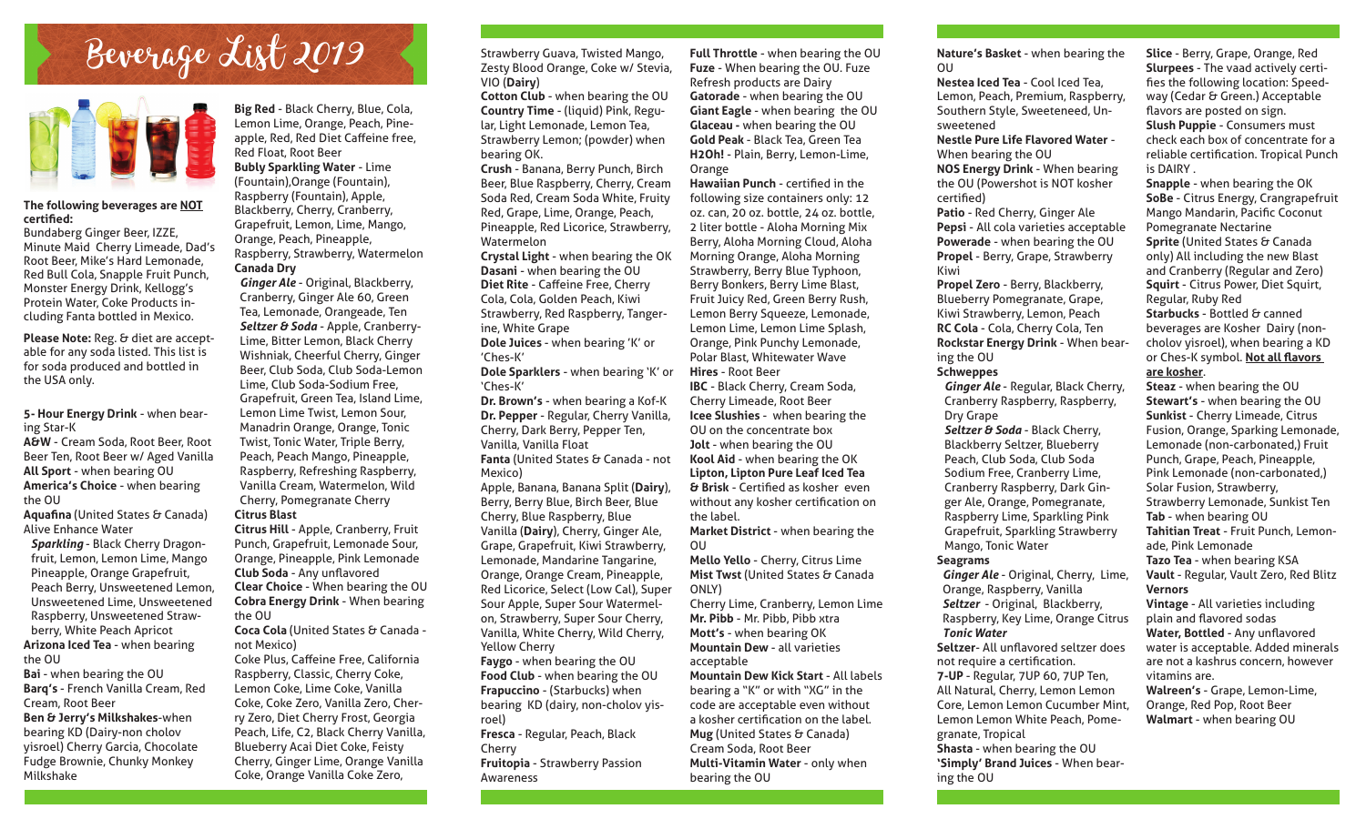# Beverage List 2019

**The following beverages are NOT certified:**
Bundaberg Ginger Beer, IZZE, Minute Maid Cherry Limeade, Dad's Root Beer, Mike's Hard Lemonade, Red Bull Cola, Snapple Fruit Punch, Monster Energy Drink, Kellogg's Protein Water, Coke Products including Fanta bottled in Mexico.

**Please Note:** Reg. & diet are acceptable for any soda listed. This list is for soda produced and bottled in the USA only.

**5- Hour Energy Drink** - when bearing Star-K
**A&W** - Cream Soda, Root Beer, Root Beer Ten, Root Beer w/ Aged Vanilla
**All Sport** - when bearing OU
**America's Choice** - when bearing the OU
**Aquafina** (United States & Canada) Alive Enhance Water
*Sparkling* - Black Cherry Dragonfruit, Lemon, Lemon Lime, Mango Pineapple, Orange Grapefruit, Peach Berry, Unsweetened Lemon, Unsweetened Lime, Unsweetened Raspberry, Unsweetened Strawberry, White Peach Apricot
**Arizona Iced Tea** - when bearing the OU
**Bai** - when bearing the OU
**Barq's** - French Vanilla Cream, Red Cream, Root Beer
**Ben & Jerry's Milkshakes**-when bearing KD (Dairy-non cholov yisroel) Cherry Garcia, Chocolate Fudge Brownie, Chunky Monkey Milkshake
**Big Red** - Black Cherry, Blue, Cola, Lemon Lime, Orange, Peach, Pineapple, Red, Red Diet Caffeine free, Red Float, Root Beer
**Bubly Sparkling Water** - Lime (Fountain),Orange (Fountain), Raspberry (Fountain), Apple, Blackberry, Cherry, Cranberry, Grapefruit, Lemon, Lime, Mango, Orange, Peach, Pineapple, Raspberry, Strawberry, Watermelon
**Canada Dry**
*Ginger Ale* - Original, Blackberry, Cranberry, Ginger Ale 60, Green Tea, Lemonade, Orangeade, Ten
*Seltzer & Soda* - Apple, Cranberry-Lime, Bitter Lemon, Black Cherry Wishniak, Cheerful Cherry, Ginger Beer, Club Soda, Club Soda-Lemon Lime, Club Soda-Sodium Free, Grapefruit, Green Tea, Island Lime, Lemon Lime Twist, Lemon Sour, Manadrin Orange, Orange, Tonic Twist, Tonic Water, Triple Berry, Peach, Peach Mango, Pineapple, Raspberry, Refreshing Raspberry, Vanilla Cream, Watermelon, Wild Cherry, Pomegranate Cherry
**Citrus Blast**
**Citrus Hill** - Apple, Cranberry, Fruit Punch, Grapefruit, Lemonade Sour, Orange, Pineapple, Pink Lemonade
**Club Soda** - Any unflavored
**Clear Choice** - When bearing the OU
**Cobra Energy Drink** - When bearing the OU
**Coca Cola** (United States & Canada - not Mexico)
Coke Plus, Caffeine Free, California Raspberry, Classic, Cherry Coke, Lemon Coke, Lime Coke, Vanilla Coke, Coke Zero, Vanilla Zero, Cherry Zero, Diet Cherry Frost, Georgia Peach, Life, C2, Black Cherry Vanilla, Blueberry Acai Diet Coke, Feisty Cherry, Ginger Lime, Orange Vanilla Coke, Orange Vanilla Coke Zero, Strawberry Guava, Twisted Mango, Zesty Blood Orange, Coke w/ Stevia, VIO (**Dairy**)
**Cotton Club** - when bearing the OU
**Country Time** - (liquid) Pink, Regular, Light Lemonade, Lemon Tea, Strawberry Lemon; (powder) when bearing OK.
**Crush** - Banana, Berry Punch, Birch Beer, Blue Raspberry, Cherry, Cream Soda Red, Cream Soda White, Fruity Red, Grape, Lime, Orange, Peach, Pineapple, Red Licorice, Strawberry, Watermelon
**Crystal Light** - when bearing the OK
**Dasani** - when bearing the OU
**Diet Rite** - Caffeine Free, Cherry Cola, Cola, Golden Peach, Kiwi Strawberry, Red Raspberry, Tangerine, White Grape
**Dole Juices** - when bearing 'K' or 'Ches-K'
**Dole Sparklers** - when bearing 'K' or 'Ches-K'
**Dr. Brown's** - when bearing a Kof-K
**Dr. Pepper** - Regular, Cherry Vanilla, Cherry, Dark Berry, Pepper Ten, Vanilla, Vanilla Float
**Fanta** (United States & Canada - not Mexico)
Apple, Banana, Banana Split (**Dairy**), Berry, Berry Blue, Birch Beer, Blue Cherry, Blue Raspberry, Blue Vanilla (**Dairy**), Cherry, Ginger Ale, Grape, Grapefruit, Kiwi Strawberry, Lemonade, Mandarine Tangarine, Orange, Orange Cream, Pineapple, Red Licorice, Select (Low Cal), Super Sour Apple, Super Sour Watermelon, Strawberry, Super Sour Cherry, Vanilla, White Cherry, Wild Cherry, Yellow Cherry
**Faygo** - when bearing the OU
**Food Club** - when bearing the OU
**Frapuccino** - (Starbucks) when bearing KD (dairy, non-cholov yisroel)
**Fresca** - Regular, Peach, Black Cherry
**Fruitopia** - Strawberry Passion Awareness
**Full Throttle** - when bearing the OU
**Fuze** - When bearing the OU. Fuze Refresh products are Dairy
**Gatorade** - when bearing the OU
**Giant Eagle** - when bearing the OU
**Glaceau** - when bearing the OU
**Gold Peak** - Black Tea, Green Tea
**H2Oh!** - Plain, Berry, Lemon-Lime, Orange
**Hawaiian Punch** - certified in the following size containers only: 12 oz. can, 20 oz. bottle, 24 oz. bottle, 2 liter bottle - Aloha Morning Mix Berry, Aloha Morning Cloud, Aloha Morning Orange, Aloha Morning Strawberry, Berry Blue Typhoon, Berry Bonkers, Berry Lime Blast, Fruit Juicy Red, Green Berry Rush, Lemon Berry Squeeze, Lemonade, Lemon Lime, Lemon Lime Splash, Orange, Pink Punchy Lemonade, Polar Blast, Whitewater Wave
**Hires** - Root Beer
**IBC** - Black Cherry, Cream Soda, Cherry Limeade, Root Beer
**Icee Slushies** - when bearing the OU on the concentrate box
**Jolt** - when bearing the OU
**Kool Aid** - when bearing the OK
**Lipton, Lipton Pure Leaf Iced Tea & Brisk** - Certified as kosher even without any kosher certification on the label.
**Market District** - when bearing the OU
**Mello Yello** - Cherry, Citrus Lime
**Mist Twst** (United States & Canada ONLY)
Cherry Lime, Cranberry, Lemon Lime
**Mr. Pibb** - Mr. Pibb, Pibb xtra
**Mott's** - when bearing OK
**Mountain Dew** - all varieties acceptable
**Mountain Dew Kick Start** - All labels bearing a "K" or with "XG" in the code are acceptable even without a kosher certification on the label.
**Mug** (United States & Canada) Cream Soda, Root Beer
**Multi-Vitamin Water** - only when bearing the OU
**Nature's Basket** - when bearing the OU
**Nestea Iced Tea** - Cool Iced Tea, Lemon, Peach, Premium, Raspberry, Southern Style, Sweeteneed, Unsweetened
**Nestle Pure Life Flavored Water** - When bearing the OU
**NOS Energy Drink** - When bearing the OU (Powershot is NOT kosher certified)
**Patio** - Red Cherry, Ginger Ale
**Pepsi** - All cola varieties acceptable
**Powerade** - when bearing the OU
**Propel** - Berry, Grape, Strawberry Kiwi
**Propel Zero** - Berry, Blackberry, Blueberry Pomegranate, Grape, Kiwi Strawberry, Lemon, Peach
**RC Cola** - Cola, Cherry Cola, Ten
**Rockstar Energy Drink** - When bearing the OU
**Schweppes**
*Ginger Ale* - Regular, Black Cherry, Cranberry Raspberry, Raspberry, Dry Grape
*Seltzer & Soda* - Black Cherry, Blackberry Seltzer, Blueberry Peach, Club Soda, Club Soda Sodium Free, Cranberry Lime, Cranberry Raspberry, Dark Ginger Ale, Orange, Pomegranate, Raspberry Lime, Sparkling Pink Grapefruit, Sparkling Strawberry Mango, Tonic Water
**Seagrams**
*Ginger Ale* - Original, Cherry, Lime, Orange, Raspberry, Vanilla
*Seltzer* - Original, Blackberry, Raspberry, Key Lime, Orange Citrus
*Tonic Water*
**Seltzer**- All unflavored seltzer does not require a certification.
**7-UP** - Regular, 7UP 60, 7UP Ten, All Natural, Cherry, Lemon Lemon Core, Lemon Lemon Cucumber Mint, Lemon Lemon White Peach, Pomegranate, Tropical
**Shasta** - when bearing the OU
**'Simply' Brand Juices** - When bearing the OU
**Slice** - Berry, Grape, Orange, Red
**Slurpees** - The vaad actively certifies the following location: Speedway (Cedar & Green.) Acceptable flavors are posted on sign.
**Slush Puppie** - Consumers must check each box of concentrate for a reliable certification. Tropical Punch is DAIRY .
**Snapple** - when bearing the OK
**SoBe** - Citrus Energy, Crangrapefruit Mango Mandarin, Pacific Coconut Pomegranate Nectarine
**Sprite** (United States & Canada only) All including the new Blast and Cranberry (Regular and Zero)
**Squirt** - Citrus Power, Diet Squirt, Regular, Ruby Red
**Starbucks** - Bottled & canned beverages are Kosher Dairy (non-cholov yisroel), when bearing a KD or Ches-K symbol. **Not all flavors are kosher**.
**Steaz** - when bearing the OU
**Stewart's** - when bearing the OU
**Sunkist** - Cherry Limeade, Citrus Fusion, Orange, Sparking Lemonade, Lemonade (non-carbonated,) Fruit Punch, Grape, Peach, Pineapple, Pink Lemonade (non-carbonated,) Solar Fusion, Strawberry, Strawberry Lemonade, Sunkist Ten
**Tab** - when bearing OU
**Tahitian Treat** - Fruit Punch, Lemonade, Pink Lemonade
**Tazo Tea** - when bearing KSA
**Vault** - Regular, Vault Zero, Red Blitz
**Vernors**
**Vintage** - All varieties including plain and flavored sodas
**Water, Bottled** - Any unflavored water is acceptable. Added minerals are not a kashrus concern, however vitamins are.
**Walreen's** - Grape, Lemon-Lime, Orange, Red Pop, Root Beer
**Walmart** - when bearing OU